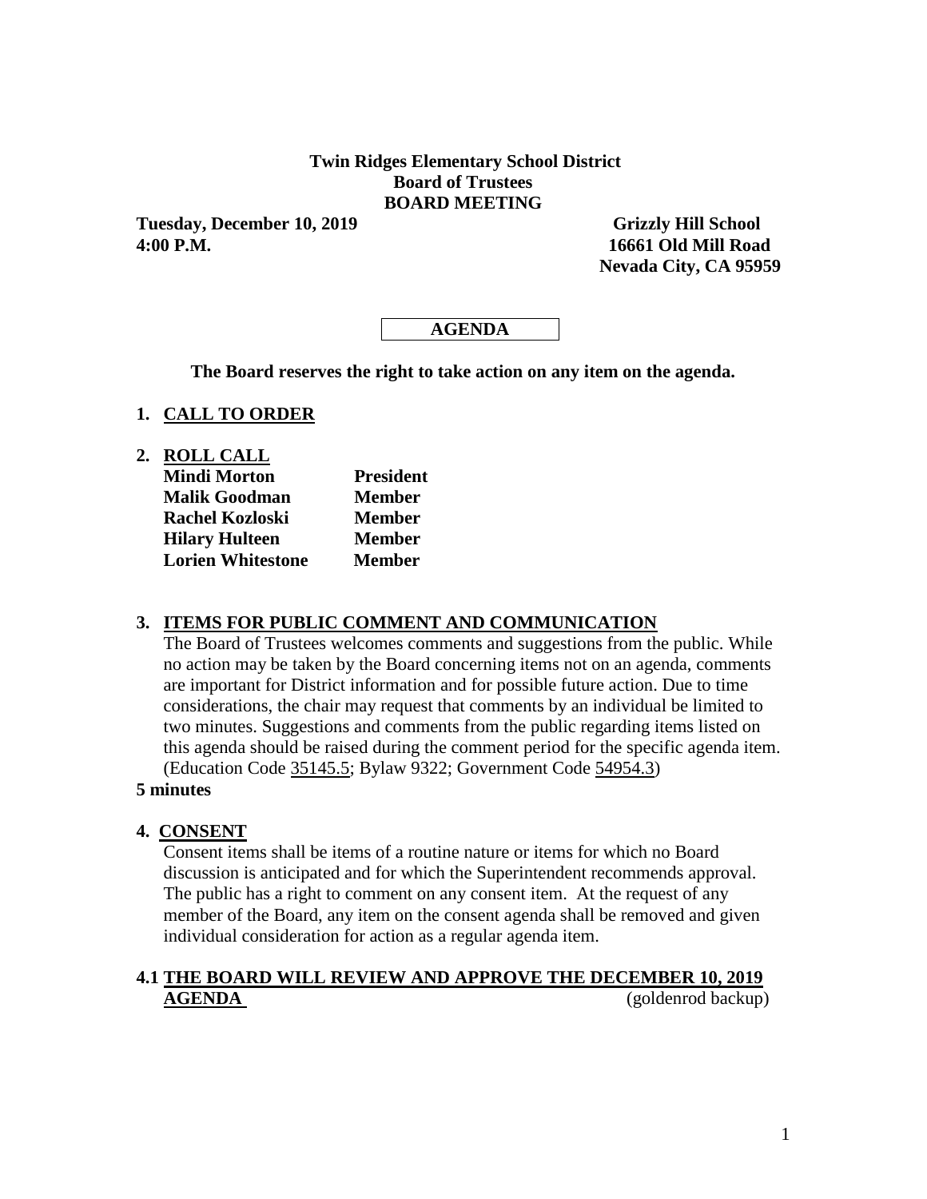**Twin Ridges Elementary School District**
**Board of Trustees**
**BOARD MEETING**

**Tuesday, December 10, 2019** **Grizzly Hill School**
**4:00 P.M.** **16661 Old Mill Road**
**Nevada City, CA 95959**

**AGENDA**

**The Board reserves the right to take action on any item on the agenda.**

## 1. CALL TO ORDER

## 2. ROLL CALL

| | |
|---|---|
| **Mindi Morton** | **President** |
| **Malik Goodman** | **Member** |
| **Rachel Kozloski** | **Member** |
| **Hilary Hulteen** | **Member** |
| **Lorien Whitestone** | **Member** |

## 3. ITEMS FOR PUBLIC COMMENT AND COMMUNICATION

The Board of Trustees welcomes comments and suggestions from the public. While no action may be taken by the Board concerning items not on an agenda, comments are important for District information and for possible future action. Due to time considerations, the chair may request that comments by an individual be limited to two minutes. Suggestions and comments from the public regarding items listed on this agenda should be raised during the comment period for the specific agenda item. (Education Code 35145.5; Bylaw 9322; Government Code 54954.3)

**5 minutes**

## 4. CONSENT

Consent items shall be items of a routine nature or items for which no Board discussion is anticipated and for which the Superintendent recommends approval. The public has a right to comment on any consent item. At the request of any member of the Board, any item on the consent agenda shall be removed and given individual consideration for action as a regular agenda item.

### 4.1 THE BOARD WILL REVIEW AND APPROVE THE DECEMBER 10, 2019 AGENDA

(goldenrod backup)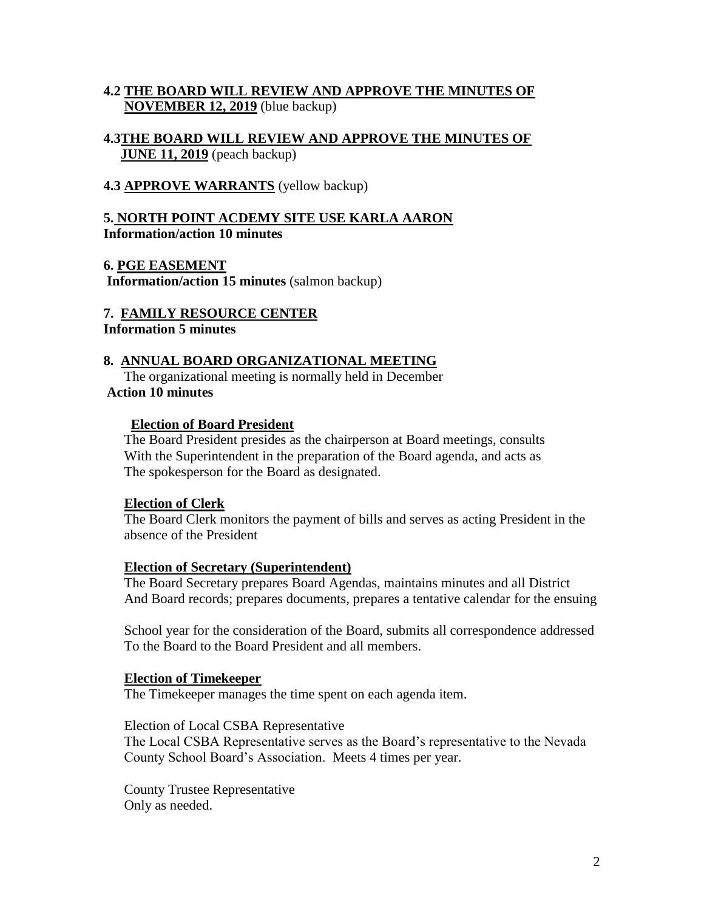**4.2 <u>THE BOARD WILL REVIEW AND APPROVE THE MINUTES OF NOVEMBER 12, 2019</u>** (blue backup)

**4.3<u>THE BOARD WILL REVIEW AND APPROVE THE MINUTES OF JUNE 11, 2019</u>** (peach backup)

**4.3 <u>APPROVE WARRANTS</u>** (yellow backup)

**5. <u>NORTH POINT ACDEMY SITE USE KARLA AARON</u>**
**Information/action 10 minutes**

**6. <u>PGE EASEMENT</u>**
**Information/action 15 minutes** (salmon backup)

**7. <u>FAMILY RESOURCE CENTER</u>**
**Information 5 minutes**

**8. <u>ANNUAL BOARD ORGANIZATIONAL MEETING</u>**
The organizational meeting is normally held in December
**Action 10 minutes**

**<u>Election of Board President</u>**
The Board President presides as the chairperson at Board meetings, consults With the Superintendent in the preparation of the Board agenda, and acts as The spokesperson for the Board as designated.

**<u>Election of Clerk</u>**
The Board Clerk monitors the payment of bills and serves as acting President in the absence of the President

**<u>Election of Secretary (Superintendent)</u>**
The Board Secretary prepares Board Agendas, maintains minutes and all District And Board records; prepares documents, prepares a tentative calendar for the ensuing

School year for the consideration of the Board, submits all correspondence addressed To the Board to the Board President and all members.

**<u>Election of Timekeeper</u>**
The Timekeeper manages the time spent on each agenda item.

Election of Local CSBA Representative
The Local CSBA Representative serves as the Board's representative to the Nevada County School Board's Association. Meets 4 times per year.

County Trustee Representative
Only as needed.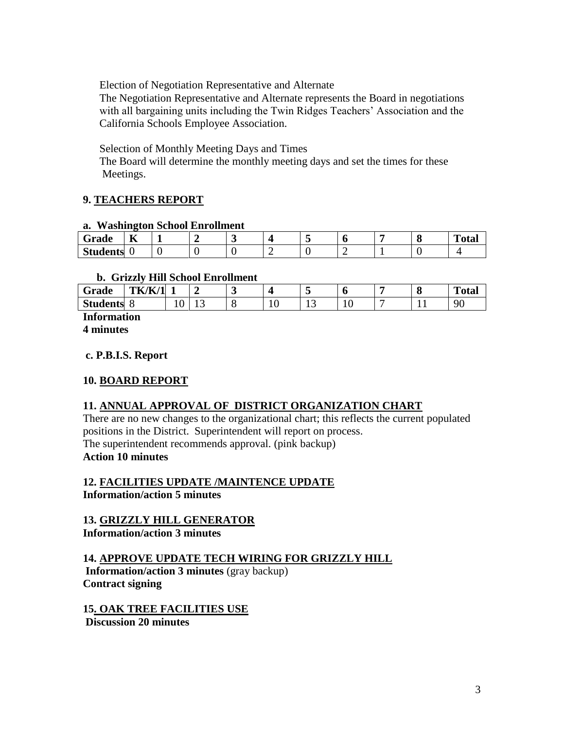Election of Negotiation Representative and Alternate
The Negotiation Representative and Alternate represents the Board in negotiations with all bargaining units including the Twin Ridges Teachers' Association and the California Schools Employee Association.

Selection of Monthly Meeting Days and Times
The Board will determine the monthly meeting days and set the times for these Meetings.

## 9. TEACHERS REPORT

**a. Washington School Enrollment**

| Grade | K | 1 | 2 | 3 | 4 | 5 | 6 | 7 | 8 | Total |
|---|---|---|---|---|---|---|---|---|---|---|
| Students | 0 | 0 | 0 | 0 | 2 | 0 | 2 | 1 | 0 | 4 |

**b. Grizzly Hill School Enrollment**

| Grade | TK/K/1 | 1 | 2 | 3 | 4 | 5 | 6 | 7 | 8 | Total |
|---|---|---|---|---|---|---|---|---|---|---|
| Students | 8 | 10 | 13 | 8 | 10 | 13 | 10 | 7 | 11 | 90 |

**Information**
**4 minutes**

**c. P.B.I.S. Report**

## 10. BOARD REPORT

## 11. ANNUAL APPROVAL OF DISTRICT ORGANIZATION CHART

There are no new changes to the organizational chart; this reflects the current populated positions in the District. Superintendent will report on process.
The superintendent recommends approval. (pink backup)
**Action 10 minutes**

## 12. FACILITIES UPDATE /MAINTENCE UPDATE

**Information/action 5 minutes**

## 13. GRIZZLY HILL GENERATOR

**Information/action 3 minutes**

## 14. APPROVE UPDATE TECH WIRING FOR GRIZZLY HILL

**Information/action 3 minutes** (gray backup)
**Contract signing**

## 15. OAK TREE FACILITIES USE

**Discussion 20 minutes**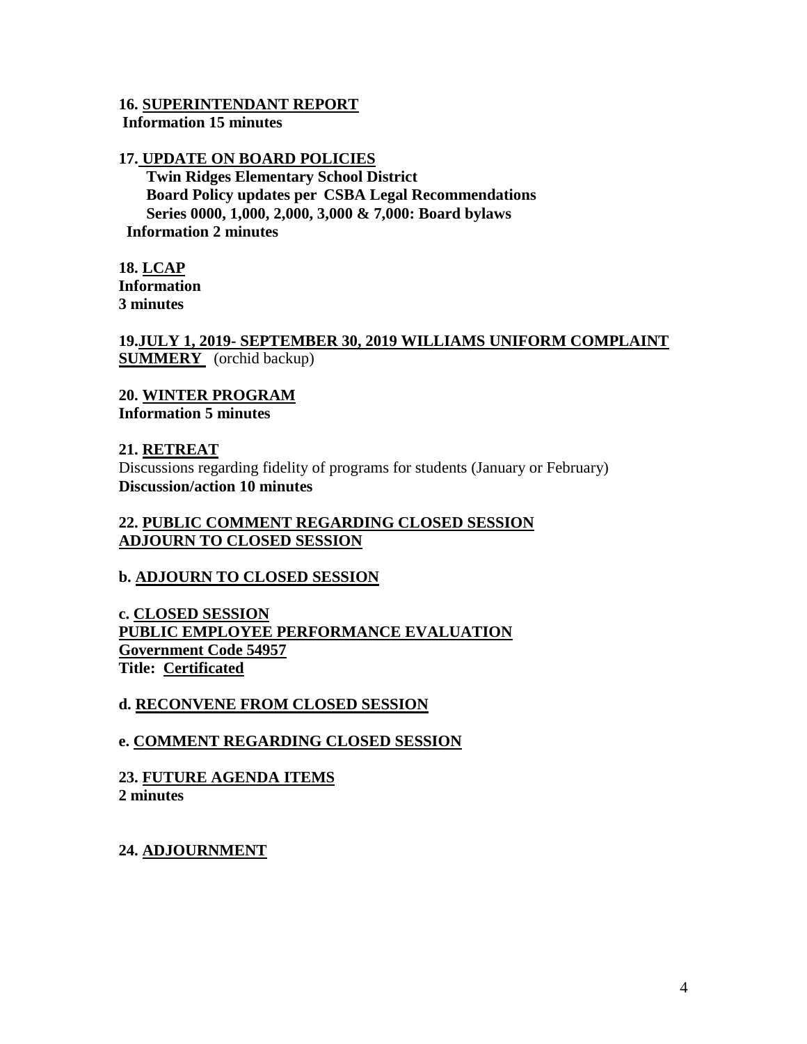**16. <u>SUPERINTENDANT REPORT</u>**
**Information 15 minutes**

**17. <u>UPDATE ON BOARD POLICIES</u>**
**Twin Ridges Elementary School District**
**Board Policy updates per CSBA Legal Recommendations**
**Series 0000, 1,000, 2,000, 3,000 & 7,000: Board bylaws**
**Information 2 minutes**

**18. <u>LCAP</u>**
**Information**
**3 minutes**

**19.<u>JULY 1, 2019- SEPTEMBER 30, 2019 WILLIAMS UNIFORM COMPLAINT SUMMERY</u>** (orchid backup)

**20. <u>WINTER PROGRAM</u>**
**Information 5 minutes**

**21. <u>RETREAT</u>**
Discussions regarding fidelity of programs for students (January or February)
**Discussion/action 10 minutes**

**22. <u>PUBLIC COMMENT REGARDING CLOSED SESSION</u>**
**<u>ADJOURN TO CLOSED SESSION</u>**

**b. <u>ADJOURN TO CLOSED SESSION</u>**

**c. <u>CLOSED SESSION</u>**
**<u>PUBLIC EMPLOYEE PERFORMANCE EVALUATION</u>**
**<u>Government Code 54957</u>**
**Title: <u>Certificated</u>**

**d. <u>RECONVENE FROM CLOSED SESSION</u>**

**e. <u>COMMENT REGARDING CLOSED SESSION</u>**

**23. <u>FUTURE AGENDA ITEMS</u>**
**2 minutes**

**24. <u>ADJOURNMENT</u>**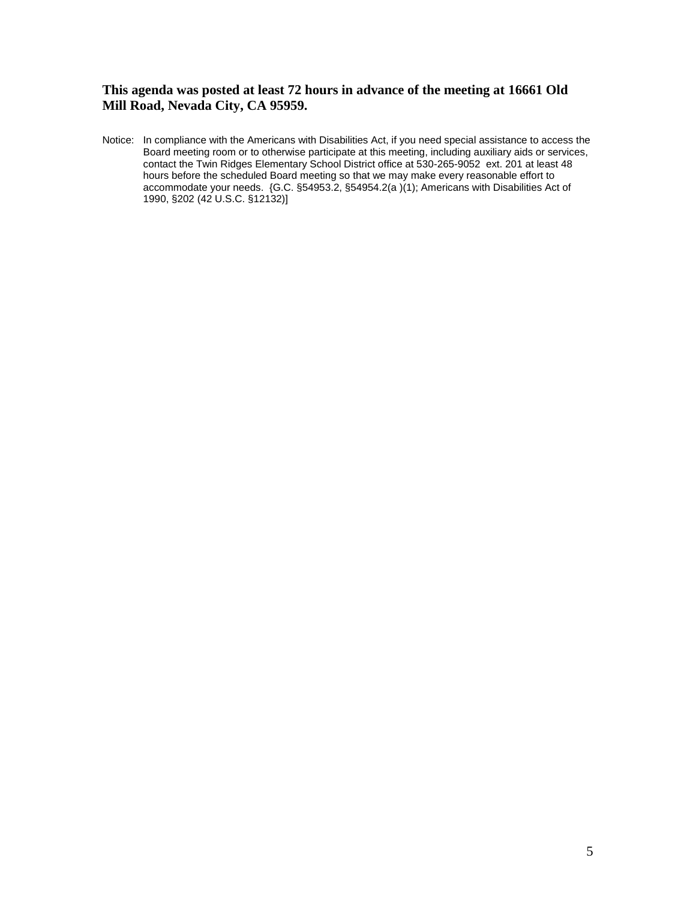**This agenda was posted at least 72 hours in advance of the meeting at 16661 Old Mill Road, Nevada City, CA 95959.**

Notice: In compliance with the Americans with Disabilities Act, if you need special assistance to access the Board meeting room or to otherwise participate at this meeting, including auxiliary aids or services, contact the Twin Ridges Elementary School District office at 530-265-9052 ext. 201 at least 48 hours before the scheduled Board meeting so that we may make every reasonable effort to accommodate your needs. {G.C. §54953.2, §54954.2(a )(1); Americans with Disabilities Act of 1990, §202 (42 U.S.C. §12132)]